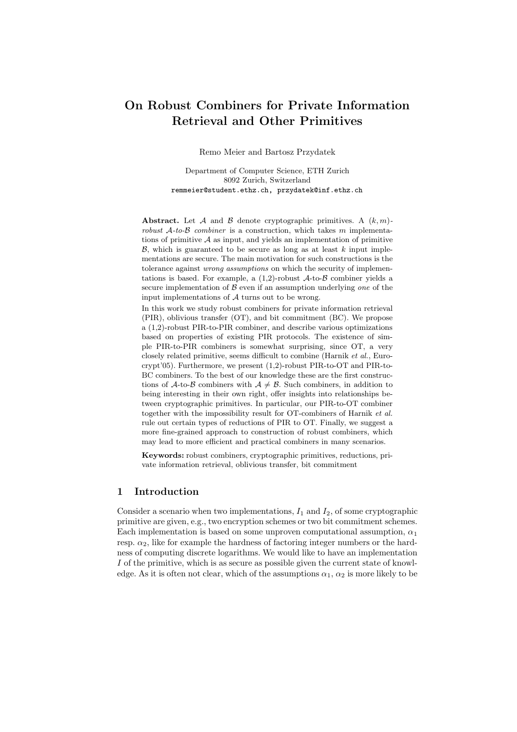# On Robust Combiners for Private Information Retrieval and Other Primitives

Remo Meier and Bartosz Przydatek

Department of Computer Science, ETH Zurich
8092 Zurich, Switzerland
remmeier@student.ethz.ch, przydatek@inf.ethz.ch

**Abstract.** Let $\mathcal{A}$ and $\mathcal{B}$ denote cryptographic primitives. A $(k, m)$-*robust* $\mathcal{A}$*-to-*$\mathcal{B}$ *combiner* is a construction, which takes $m$ implementations of primitive $\mathcal{A}$ as input, and yields an implementation of primitive $\mathcal{B}$, which is guaranteed to be secure as long as at least $k$ input implementations are secure. The main motivation for such constructions is the tolerance against *wrong assumptions* on which the security of implementations is based. For example, a (1,2)-robust $\mathcal{A}$-to-$\mathcal{B}$ combiner yields a secure implementation of $\mathcal{B}$ even if an assumption underlying *one* of the input implementations of $\mathcal{A}$ turns out to be wrong.

In this work we study robust combiners for private information retrieval (PIR), oblivious transfer (OT), and bit commitment (BC). We propose a (1,2)-robust PIR-to-PIR combiner, and describe various optimizations based on properties of existing PIR protocols. The existence of simple PIR-to-PIR combiners is somewhat surprising, since OT, a very closely related primitive, seems difficult to combine (Harnik *et al.*, Eurocrypt'05). Furthermore, we present (1,2)-robust PIR-to-OT and PIR-to-BC combiners. To the best of our knowledge these are the first constructions of $\mathcal{A}$-to-$\mathcal{B}$ combiners with $\mathcal{A} \neq \mathcal{B}$. Such combiners, in addition to being interesting in their own right, offer insights into relationships between cryptographic primitives. In particular, our PIR-to-OT combiner together with the impossibility result for OT-combiners of Harnik *et al.* rule out certain types of reductions of PIR to OT. Finally, we suggest a more fine-grained approach to construction of robust combiners, which may lead to more efficient and practical combiners in many scenarios.

**Keywords:** robust combiners, cryptographic primitives, reductions, private information retrieval, oblivious transfer, bit commitment

## 1 Introduction

Consider a scenario when two implementations, $I_1$ and $I_2$, of some cryptographic primitive are given, e.g., two encryption schemes or two bit commitment schemes. Each implementation is based on some unproven computational assumption, $\alpha_1$ resp. $\alpha_2$, like for example the hardness of factoring integer numbers or the hardness of computing discrete logarithms. We would like to have an implementation $I$ of the primitive, which is as secure as possible given the current state of knowledge. As it is often not clear, which of the assumptions $\alpha_1$, $\alpha_2$ is more likely to be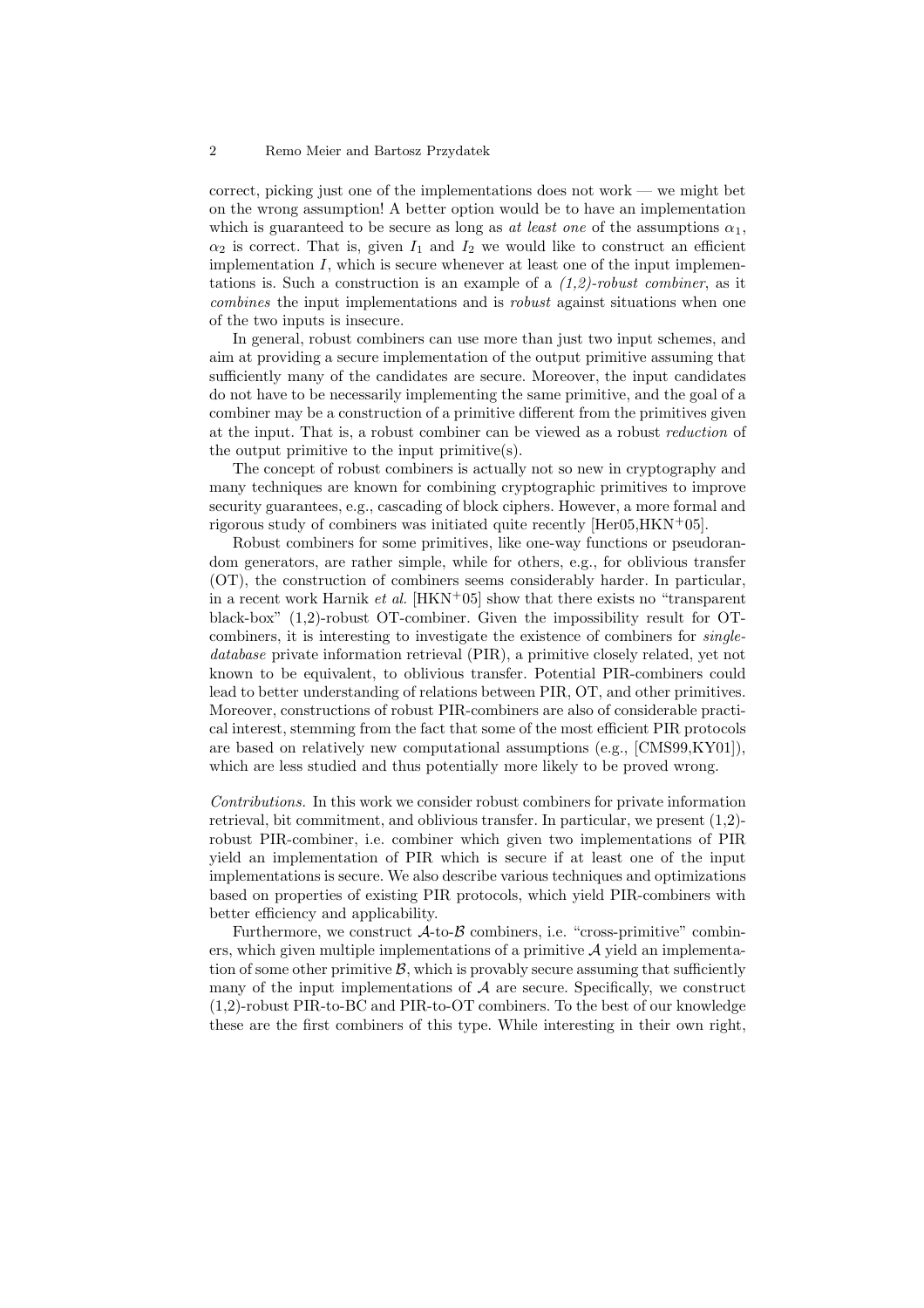correct, picking just one of the implementations does not work — we might bet on the wrong assumption! A better option would be to have an implementation which is guaranteed to be secure as long as *at least one* of the assumptions $\alpha_1$, $\alpha_2$ is correct. That is, given $I_1$ and $I_2$ we would like to construct an efficient implementation $I$, which is secure whenever at least one of the input implementations is. Such a construction is an example of a *(1,2)-robust combiner*, as it *combines* the input implementations and is *robust* against situations when one of the two inputs is insecure.

In general, robust combiners can use more than just two input schemes, and aim at providing a secure implementation of the output primitive assuming that sufficiently many of the candidates are secure. Moreover, the input candidates do not have to be necessarily implementing the same primitive, and the goal of a combiner may be a construction of a primitive different from the primitives given at the input. That is, a robust combiner can be viewed as a robust *reduction* of the output primitive to the input primitive(s).

The concept of robust combiners is actually not so new in cryptography and many techniques are known for combining cryptographic primitives to improve security guarantees, e.g., cascading of block ciphers. However, a more formal and rigorous study of combiners was initiated quite recently [Her05,HKN+05].

Robust combiners for some primitives, like one-way functions or pseudorandom generators, are rather simple, while for others, e.g., for oblivious transfer (OT), the construction of combiners seems considerably harder. In particular, in a recent work Harnik *et al.* [HKN+05] show that there exists no "transparent black-box" (1,2)-robust OT-combiner. Given the impossibility result for OT-combiners, it is interesting to investigate the existence of combiners for *single-database* private information retrieval (PIR), a primitive closely related, yet not known to be equivalent, to oblivious transfer. Potential PIR-combiners could lead to better understanding of relations between PIR, OT, and other primitives. Moreover, constructions of robust PIR-combiners are also of considerable practical interest, stemming from the fact that some of the most efficient PIR protocols are based on relatively new computational assumptions (e.g., [CMS99,KY01]), which are less studied and thus potentially more likely to be proved wrong.

*Contributions.* In this work we consider robust combiners for private information retrieval, bit commitment, and oblivious transfer. In particular, we present (1,2)-robust PIR-combiner, i.e. combiner which given two implementations of PIR yield an implementation of PIR which is secure if at least one of the input implementations is secure. We also describe various techniques and optimizations based on properties of existing PIR protocols, which yield PIR-combiners with better efficiency and applicability.

Furthermore, we construct $\mathcal{A}$-to-$\mathcal{B}$ combiners, i.e. "cross-primitive" combiners, which given multiple implementations of a primitive $\mathcal{A}$ yield an implementation of some other primitive $\mathcal{B}$, which is provably secure assuming that sufficiently many of the input implementations of $\mathcal{A}$ are secure. Specifically, we construct (1,2)-robust PIR-to-BC and PIR-to-OT combiners. To the best of our knowledge these are the first combiners of this type. While interesting in their own right,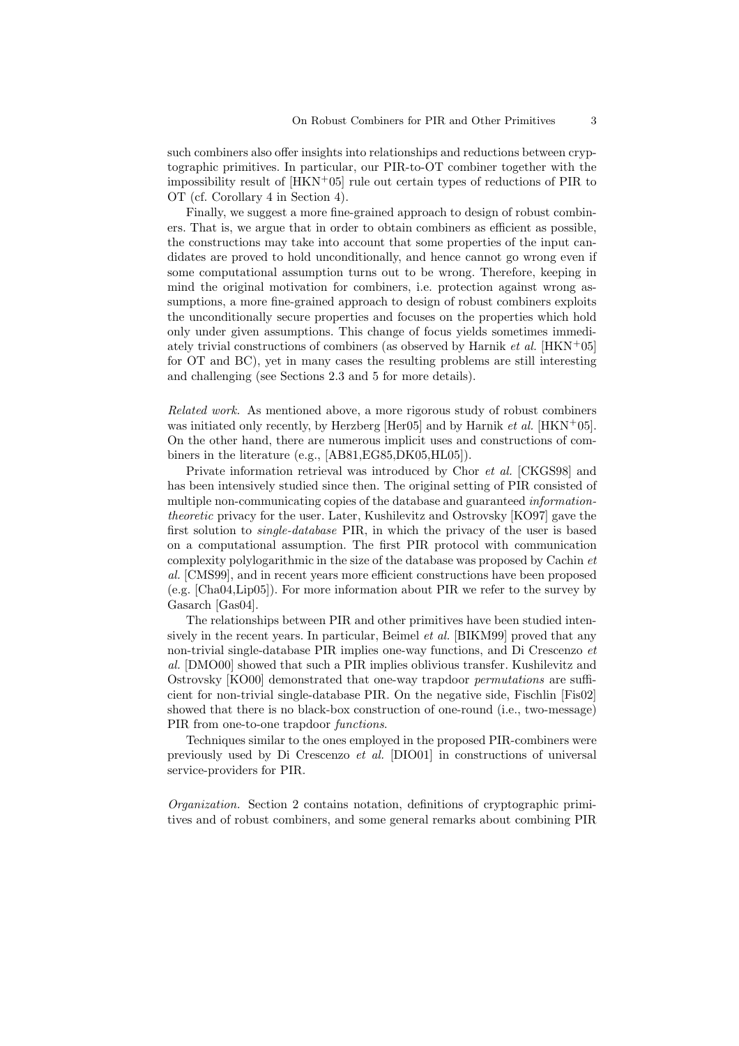such combiners also offer insights into relationships and reductions between cryptographic primitives. In particular, our PIR-to-OT combiner together with the impossibility result of [HKN+05] rule out certain types of reductions of PIR to OT (cf. Corollary 4 in Section 4).

Finally, we suggest a more fine-grained approach to design of robust combiners. That is, we argue that in order to obtain combiners as efficient as possible, the constructions may take into account that some properties of the input candidates are proved to hold unconditionally, and hence cannot go wrong even if some computational assumption turns out to be wrong. Therefore, keeping in mind the original motivation for combiners, i.e. protection against wrong assumptions, a more fine-grained approach to design of robust combiners exploits the unconditionally secure properties and focuses on the properties which hold only under given assumptions. This change of focus yields sometimes immediately trivial constructions of combiners (as observed by Harnik *et al.* [HKN+05] for OT and BC), yet in many cases the resulting problems are still interesting and challenging (see Sections 2.3 and 5 for more details).

*Related work.* As mentioned above, a more rigorous study of robust combiners was initiated only recently, by Herzberg [Her05] and by Harnik *et al.* [HKN+05]. On the other hand, there are numerous implicit uses and constructions of combiners in the literature (e.g., [AB81,EG85,DK05,HL05]).

Private information retrieval was introduced by Chor *et al.* [CKGS98] and has been intensively studied since then. The original setting of PIR consisted of multiple non-communicating copies of the database and guaranteed *information-theoretic* privacy for the user. Later, Kushilevitz and Ostrovsky [KO97] gave the first solution to *single-database* PIR, in which the privacy of the user is based on a computational assumption. The first PIR protocol with communication complexity polylogarithmic in the size of the database was proposed by Cachin *et al.* [CMS99], and in recent years more efficient constructions have been proposed (e.g. [Cha04,Lip05]). For more information about PIR we refer to the survey by Gasarch [Gas04].

The relationships between PIR and other primitives have been studied intensively in the recent years. In particular, Beimel *et al.* [BIKM99] proved that any non-trivial single-database PIR implies one-way functions, and Di Crescenzo *et al.* [DMO00] showed that such a PIR implies oblivious transfer. Kushilevitz and Ostrovsky [KO00] demonstrated that one-way trapdoor *permutations* are sufficient for non-trivial single-database PIR. On the negative side, Fischlin [Fis02] showed that there is no black-box construction of one-round (i.e., two-message) PIR from one-to-one trapdoor *functions*.

Techniques similar to the ones employed in the proposed PIR-combiners were previously used by Di Crescenzo *et al.* [DIO01] in constructions of universal service-providers for PIR.

*Organization.* Section 2 contains notation, definitions of cryptographic primitives and of robust combiners, and some general remarks about combining PIR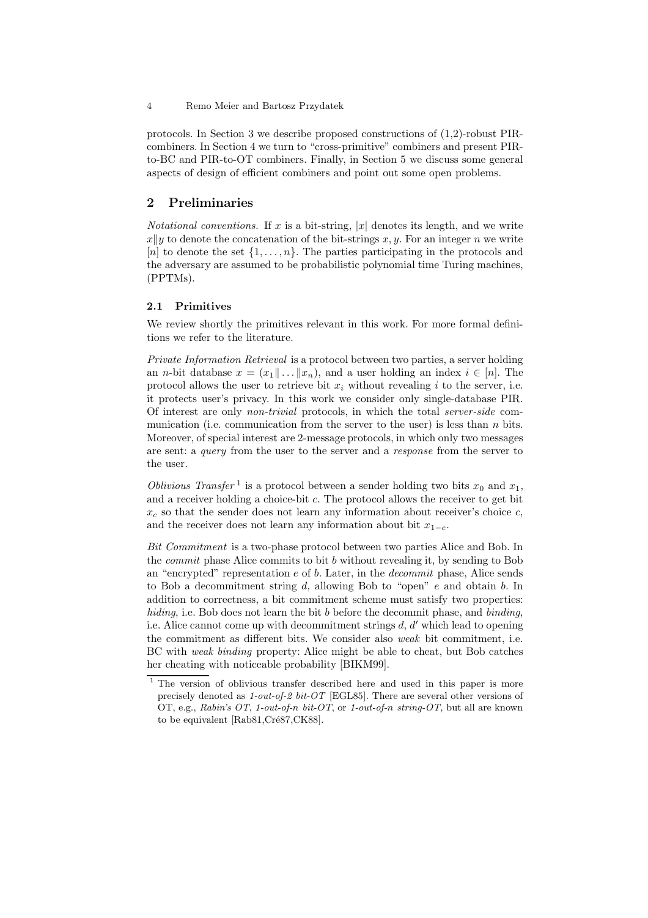protocols. In Section 3 we describe proposed constructions of (1,2)-robust PIR-combiners. In Section 4 we turn to "cross-primitive" combiners and present PIR-to-BC and PIR-to-OT combiners. Finally, in Section 5 we discuss some general aspects of design of efficient combiners and point out some open problems.

## 2 Preliminaries

*Notational conventions.* If $x$ is a bit-string, $|x|$ denotes its length, and we write $x\|y$ to denote the concatenation of the bit-strings $x, y$. For an integer $n$ we write $[n]$ to denote the set $\{1, \ldots, n\}$. The parties participating in the protocols and the adversary are assumed to be probabilistic polynomial time Turing machines, (PPTMs).

### 2.1 Primitives

We review shortly the primitives relevant in this work. For more formal definitions we refer to the literature.

*Private Information Retrieval* is a protocol between two parties, a server holding an $n$-bit database $x = (x_1\| \ldots \|x_n)$, and a user holding an index $i \in [n]$. The protocol allows the user to retrieve bit $x_i$ without revealing $i$ to the server, i.e. it protects user's privacy. In this work we consider only single-database PIR. Of interest are only *non-trivial* protocols, in which the total *server-side* communication (i.e. communication from the server to the user) is less than $n$ bits. Moreover, of special interest are 2-message protocols, in which only two messages are sent: a *query* from the user to the server and a *response* from the server to the user.

*Oblivious Transfer* [1] is a protocol between a sender holding two bits $x_0$ and $x_1$, and a receiver holding a choice-bit $c$. The protocol allows the receiver to get bit $x_c$ so that the sender does not learn any information about receiver's choice $c$, and the receiver does not learn any information about bit $x_{1-c}$.

*Bit Commitment* is a two-phase protocol between two parties Alice and Bob. In the *commit* phase Alice commits to bit $b$ without revealing it, by sending to Bob an "encrypted" representation $e$ of $b$. Later, in the *decommit* phase, Alice sends to Bob a decommitment string $d$, allowing Bob to "open" $e$ and obtain $b$. In addition to correctness, a bit commitment scheme must satisfy two properties: *hiding*, i.e. Bob does not learn the bit $b$ before the decommit phase, and *binding*, i.e. Alice cannot come up with decommitment strings $d$, $d'$ which lead to opening the commitment as different bits. We consider also *weak* bit commitment, i.e. BC with *weak binding* property: Alice might be able to cheat, but Bob catches her cheating with noticeable probability [BIKM99].

[1] The version of oblivious transfer described here and used in this paper is more precisely denoted as *1-out-of-2 bit-OT* [EGL85]. There are several other versions of OT, e.g., *Rabin's OT*, *1-out-of-n bit-OT*, or *1-out-of-n string-OT*, but all are known to be equivalent [Rab81,Cré87,CK88].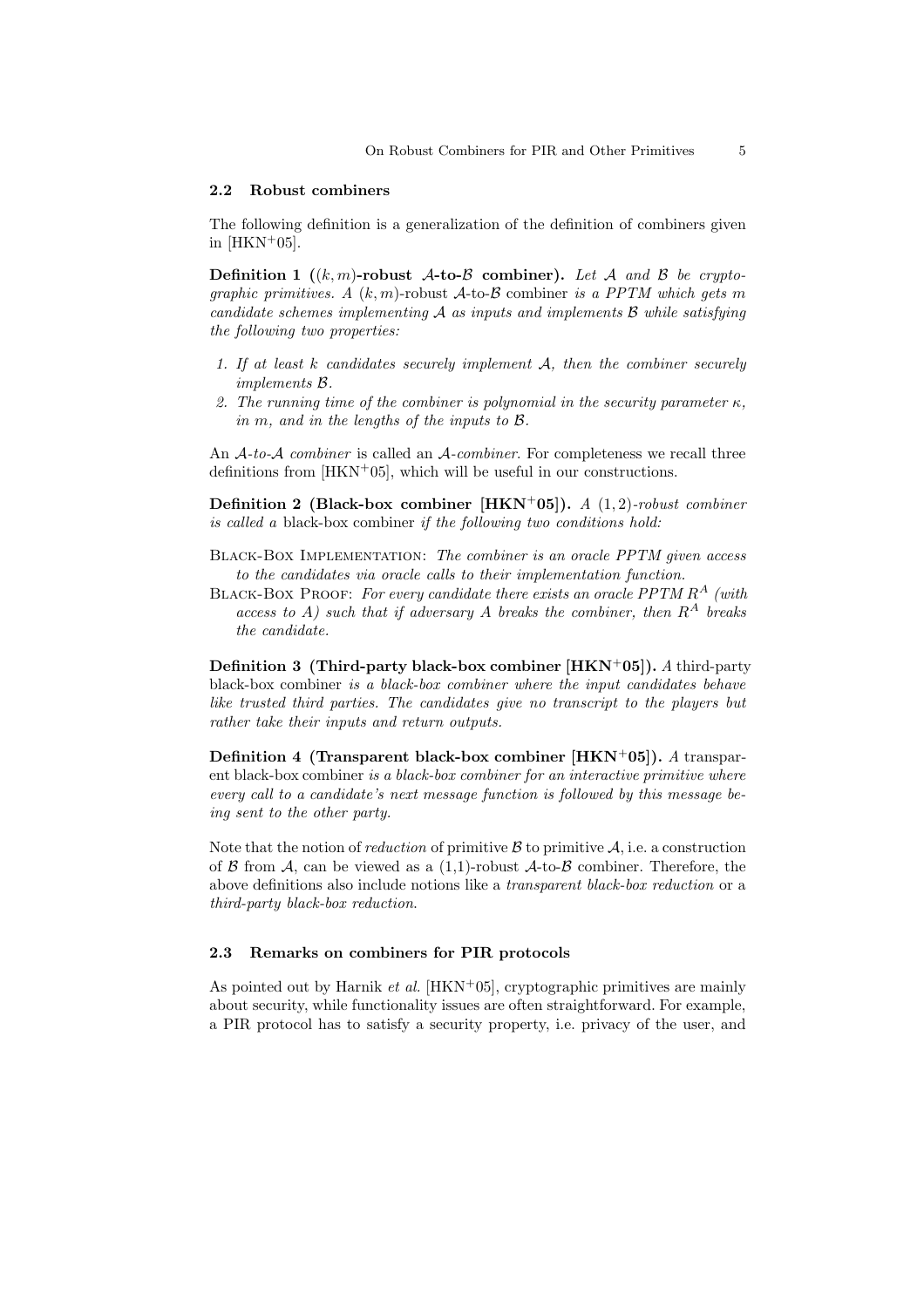### 2.2 Robust combiners

The following definition is a generalization of the definition of combiners given in [HKN+05].

**Definition 1 ($(k, m)$-robust $\mathcal{A}$-to-$\mathcal{B}$ combiner).** *Let $\mathcal{A}$ and $\mathcal{B}$ be cryptographic primitives. A* $(k, m)$-robust $\mathcal{A}$-to-$\mathcal{B}$ combiner *is a PPTM which gets $m$ candidate schemes implementing $\mathcal{A}$ as inputs and implements $\mathcal{B}$ while satisfying the following two properties:*

1. *If at least $k$ candidates securely implement $\mathcal{A}$, then the combiner securely implements $\mathcal{B}$.*
2. *The running time of the combiner is polynomial in the security parameter $\kappa$, in $m$, and in the lengths of the inputs to $\mathcal{B}$.*

An *$\mathcal{A}$-to-$\mathcal{A}$ combiner* is called an *$\mathcal{A}$-combiner*. For completeness we recall three definitions from [HKN+05], which will be useful in our constructions.

**Definition 2 (Black-box combiner [HKN+05]).** *A $(1, 2)$-robust combiner is called a* black-box combiner *if the following two conditions hold:*

Black-Box Implementation: *The combiner is an oracle PPTM given access to the candidates via oracle calls to their implementation function.*

Black-Box Proof: *For every candidate there exists an oracle PPTM $R^A$ (with access to $A$) such that if adversary $A$ breaks the combiner, then $R^A$ breaks the candidate.*

**Definition 3 (Third-party black-box combiner [HKN+05]).** *A* third-party black-box combiner *is a black-box combiner where the input candidates behave like trusted third parties. The candidates give no transcript to the players but rather take their inputs and return outputs.*

**Definition 4 (Transparent black-box combiner [HKN+05]).** *A* transparent black-box combiner *is a black-box combiner for an interactive primitive where every call to a candidate's next message function is followed by this message being sent to the other party.*

Note that the notion of *reduction* of primitive $\mathcal{B}$ to primitive $\mathcal{A}$, i.e. a construction of $\mathcal{B}$ from $\mathcal{A}$, can be viewed as a (1,1)-robust $\mathcal{A}$-to-$\mathcal{B}$ combiner. Therefore, the above definitions also include notions like a *transparent black-box reduction* or a *third-party black-box reduction*.

### 2.3 Remarks on combiners for PIR protocols

As pointed out by Harnik *et al.* [HKN+05], cryptographic primitives are mainly about security, while functionality issues are often straightforward. For example, a PIR protocol has to satisfy a security property, i.e. privacy of the user, and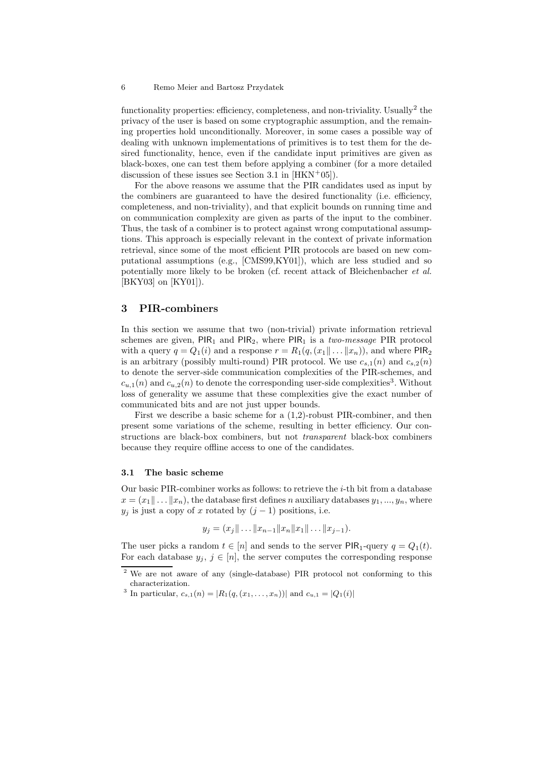functionality properties: efficiency, completeness, and non-triviality. Usually[2] the privacy of the user is based on some cryptographic assumption, and the remaining properties hold unconditionally. Moreover, in some cases a possible way of dealing with unknown implementations of primitives is to test them for the desired functionality, hence, even if the candidate input primitives are given as black-boxes, one can test them before applying a combiner (for a more detailed discussion of these issues see Section 3.1 in [HKN+05]).

For the above reasons we assume that the PIR candidates used as input by the combiners are guaranteed to have the desired functionality (i.e. efficiency, completeness, and non-triviality), and that explicit bounds on running time and on communication complexity are given as parts of the input to the combiner. Thus, the task of a combiner is to protect against wrong computational assumptions. This approach is especially relevant in the context of private information retrieval, since some of the most efficient PIR protocols are based on new computational assumptions (e.g., [CMS99,KY01]), which are less studied and so potentially more likely to be broken (cf. recent attack of Bleichenbacher *et al.* [BKY03] on [KY01]).

## 3 PIR-combiners

In this section we assume that two (non-trivial) private information retrieval schemes are given, $\mathsf{PIR}_1$ and $\mathsf{PIR}_2$, where $\mathsf{PIR}_1$ is a *two-message* PIR protocol with a query $q = Q_1(i)$ and a response $r = R_1(q, (x_1\| \dots \|x_n))$, and where $\mathsf{PIR}_2$ is an arbitrary (possibly multi-round) PIR protocol. We use $c_{s,1}(n)$ and $c_{s,2}(n)$ to denote the server-side communication complexities of the PIR-schemes, and $c_{u,1}(n)$ and $c_{u,2}(n)$ to denote the corresponding user-side complexities[3]. Without loss of generality we assume that these complexities give the exact number of communicated bits and are not just upper bounds.

First we describe a basic scheme for a (1,2)-robust PIR-combiner, and then present some variations of the scheme, resulting in better efficiency. Our constructions are black-box combiners, but not *transparent* black-box combiners because they require offline access to one of the candidates.

### 3.1 The basic scheme

Our basic PIR-combiner works as follows: to retrieve the $i$-th bit from a database $x = (x_1\| \dots \|x_n)$, the database first defines $n$ auxiliary databases $y_1, ..., y_n$, where $y_j$ is just a copy of $x$ rotated by $(j-1)$ positions, i.e.

$$y_j = (x_j\| \dots \|x_{n-1}\|x_n\|x_1\| \dots \|x_{j-1}).$$

The user picks a random $t \in [n]$ and sends to the server $\mathsf{PIR}_1$-query $q = Q_1(t)$. For each database $y_j$, $j \in [n]$, the server computes the corresponding response

---

[2] We are not aware of any (single-database) PIR protocol not conforming to this characterization.

[3] In particular, $c_{s,1}(n) = |R_1(q, (x_1, \dots, x_n))|$ and $c_{u,1} = |Q_1(i)|$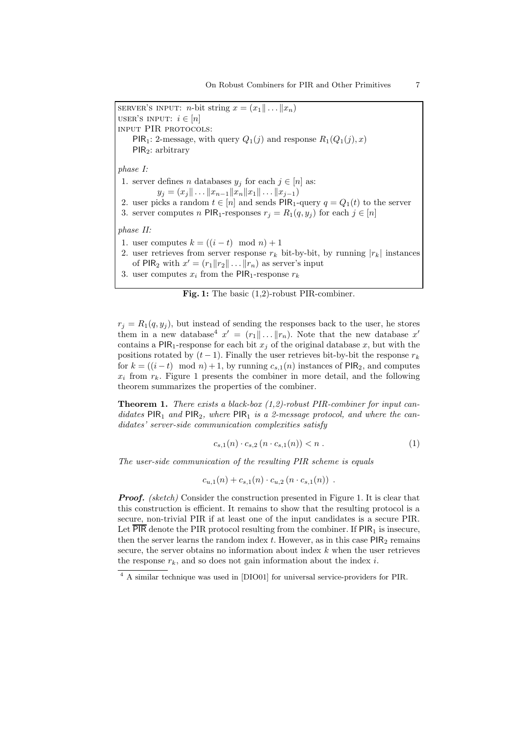SERVER'S INPUT: $n$-bit string $x = (x_1 \| \ldots \| x_n)$
USER'S INPUT: $i \in [n]$
INPUT PIR PROTOCOLS:
  $\mathsf{PIR}_1$: 2-message, with query $Q_1(j)$ and response $R_1(Q_1(j), x)$
  $\mathsf{PIR}_2$: arbitrary

*phase I:*

1. server defines $n$ databases $y_j$ for each $j \in [n]$ as:
   $y_j = (x_j \| \ldots \| x_{n-1} \| x_n \| x_1 \| \ldots \| x_{j-1})$
2. user picks a random $t \in [n]$ and sends $\mathsf{PIR}_1$-query $q = Q_1(t)$ to the server
3. server computes $n$ $\mathsf{PIR}_1$-responses $r_j = R_1(q, y_j)$ for each $j \in [n]$

*phase II:*

1. user computes $k = ((i - t) \mod n) + 1$
2. user retrieves from server response $r_k$ bit-by-bit, by running $|r_k|$ instances of $\mathsf{PIR}_2$ with $x' = (r_1 \| r_2 \| \ldots \| r_n)$ as server's input
3. user computes $x_i$ from the $\mathsf{PIR}_1$-response $r_k$

**Fig. 1:** The basic (1,2)-robust PIR-combiner.

$r_j = R_1(q, y_j)$, but instead of sending the responses back to the user, he stores them in a new database[4] $x' = (r_1 \| \ldots \| r_n)$. Note that the new database $x'$ contains a $\mathsf{PIR}_1$-response for each bit $x_j$ of the original database $x$, but with the positions rotated by $(t-1)$. Finally the user retrieves bit-by-bit the response $r_k$ for $k = ((i-t) \mod n) + 1$, by running $c_{s,1}(n)$ instances of $\mathsf{PIR}_2$, and computes $x_i$ from $r_k$. Figure 1 presents the combiner in more detail, and the following theorem summarizes the properties of the combiner.

**Theorem 1.** *There exists a black-box (1,2)-robust PIR-combiner for input candidates $\mathsf{PIR}_1$ and $\mathsf{PIR}_2$, where $\mathsf{PIR}_1$ is a 2-message protocol, and where the candidates' server-side communication complexities satisfy*

$$c_{s,1}(n) \cdot c_{s,2}\left(n \cdot c_{s,1}(n)\right) < n \,. \tag{1}$$

*The user-side communication of the resulting PIR scheme is equals*

$$c_{u,1}(n) + c_{s,1}(n) \cdot c_{u,2}\left(n \cdot c_{s,1}(n)\right) \,.$$

***Proof.*** *(sketch)* Consider the construction presented in Figure 1. It is clear that this construction is efficient. It remains to show that the resulting protocol is a secure, non-trivial PIR if at least one of the input candidates is a secure PIR. Let $\overline{\mathsf{PIR}}$ denote the PIR protocol resulting from the combiner. If $\mathsf{PIR}_1$ is insecure, then the server learns the random index $t$. However, as in this case $\mathsf{PIR}_2$ remains secure, the server obtains no information about index $k$ when the user retrieves the response $r_k$, and so does not gain information about the index $i$.

[4] A similar technique was used in [DIO01] for universal service-providers for PIR.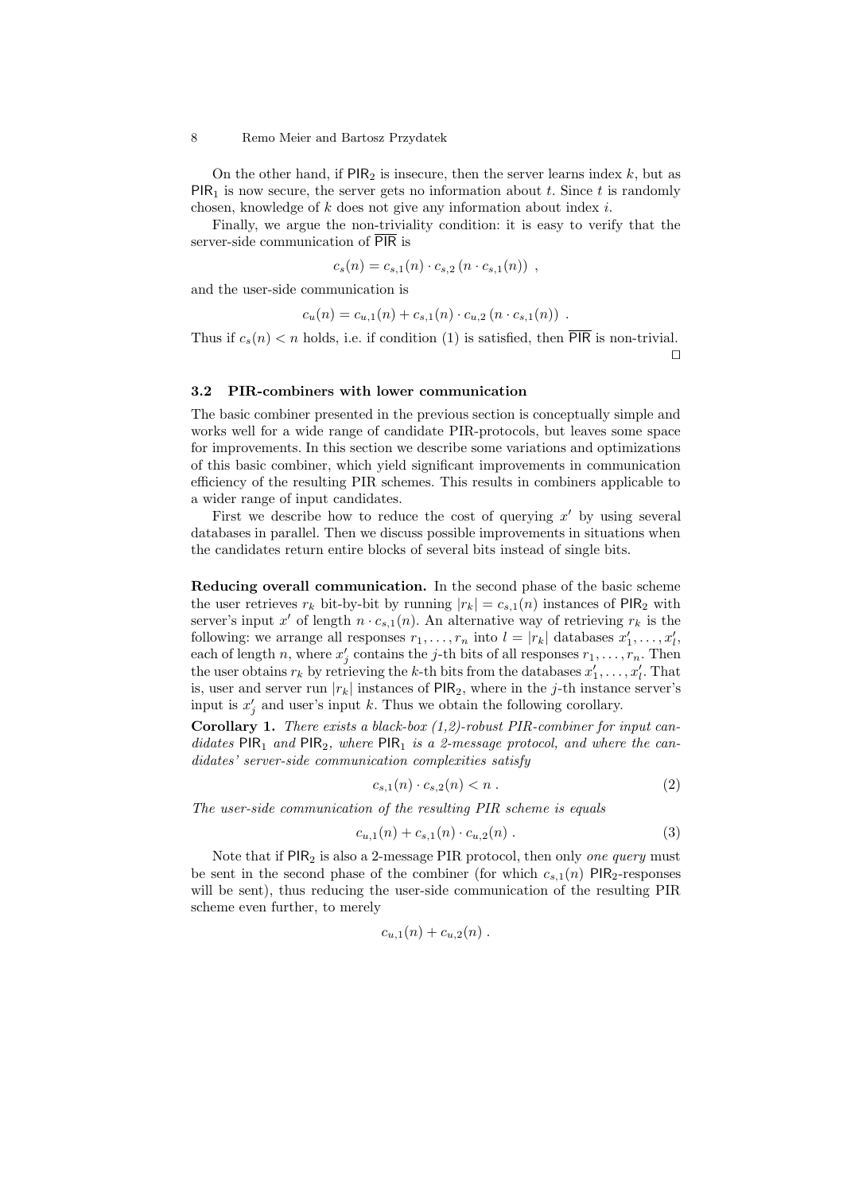On the other hand, if $\mathsf{PIR}_2$ is insecure, then the server learns index $k$, but as $\mathsf{PIR}_1$ is now secure, the server gets no information about $t$. Since $t$ is randomly chosen, knowledge of $k$ does not give any information about index $i$.

Finally, we argue the non-triviality condition: it is easy to verify that the server-side communication of $\overline{\mathsf{PIR}}$ is

$$c_s(n) = c_{s,1}(n) \cdot c_{s,2}\left(n \cdot c_{s,1}(n)\right) ,$$

and the user-side communication is

$$c_u(n) = c_{u,1}(n) + c_{s,1}(n) \cdot c_{u,2}\left(n \cdot c_{s,1}(n)\right) .$$

Thus if $c_s(n) < n$ holds, i.e. if condition (1) is satisfied, then $\overline{\mathsf{PIR}}$ is non-trivial. □

### 3.2 PIR-combiners with lower communication

The basic combiner presented in the previous section is conceptually simple and works well for a wide range of candidate PIR-protocols, but leaves some space for improvements. In this section we describe some variations and optimizations of this basic combiner, which yield significant improvements in communication efficiency of the resulting PIR schemes. This results in combiners applicable to a wider range of input candidates.

First we describe how to reduce the cost of querying $x'$ by using several databases in parallel. Then we discuss possible improvements in situations when the candidates return entire blocks of several bits instead of single bits.

**Reducing overall communication.** In the second phase of the basic scheme the user retrieves $r_k$ bit-by-bit by running $|r_k| = c_{s,1}(n)$ instances of $\mathsf{PIR}_2$ with server's input $x'$ of length $n \cdot c_{s,1}(n)$. An alternative way of retrieving $r_k$ is the following: we arrange all responses $r_1, \ldots, r_n$ into $l = |r_k|$ databases $x'_1, \ldots, x'_l$, each of length $n$, where $x'_j$ contains the $j$-th bits of all responses $r_1, \ldots, r_n$. Then the user obtains $r_k$ by retrieving the $k$-th bits from the databases $x'_1, \ldots, x'_l$. That is, user and server run $|r_k|$ instances of $\mathsf{PIR}_2$, where in the $j$-th instance server's input is $x'_j$ and user's input $k$. Thus we obtain the following corollary.

**Corollary 1.** *There exists a black-box (1,2)-robust PIR-combiner for input candidates $\mathsf{PIR}_1$ and $\mathsf{PIR}_2$, where $\mathsf{PIR}_1$ is a 2-message protocol, and where the candidates' server-side communication complexities satisfy*

$$c_{s,1}(n) \cdot c_{s,2}(n) < n \, . \tag{2}$$

*The user-side communication of the resulting PIR scheme is equals*

$$c_{u,1}(n) + c_{s,1}(n) \cdot c_{u,2}(n) \, . \tag{3}$$

Note that if $\mathsf{PIR}_2$ is also a 2-message PIR protocol, then only *one query* must be sent in the second phase of the combiner (for which $c_{s,1}(n)$ $\mathsf{PIR}_2$-responses will be sent), thus reducing the user-side communication of the resulting PIR scheme even further, to merely

$$c_{u,1}(n) + c_{u,2}(n) \, .$$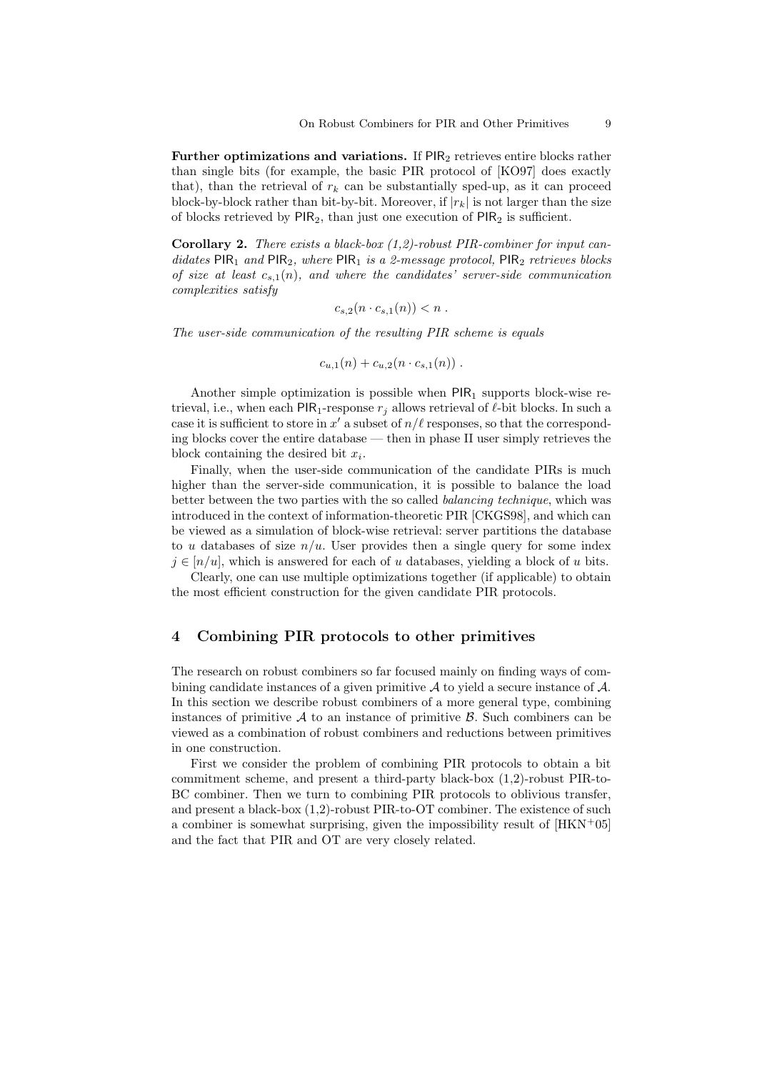**Further optimizations and variations.** If $\mathsf{PIR}_2$ retrieves entire blocks rather than single bits (for example, the basic PIR protocol of [KO97] does exactly that), than the retrieval of $r_k$ can be substantially sped-up, as it can proceed block-by-block rather than bit-by-bit. Moreover, if $|r_k|$ is not larger than the size of blocks retrieved by $\mathsf{PIR}_2$, than just one execution of $\mathsf{PIR}_2$ is sufficient.

**Corollary 2.** *There exists a black-box (1,2)-robust PIR-combiner for input candidates $\mathsf{PIR}_1$ and $\mathsf{PIR}_2$, where $\mathsf{PIR}_1$ is a 2-message protocol, $\mathsf{PIR}_2$ retrieves blocks of size at least $c_{s,1}(n)$, and where the candidates' server-side communication complexities satisfy*

$$c_{s,2}(n \cdot c_{s,1}(n)) < n \ .$$

*The user-side communication of the resulting PIR scheme is equals*

$$c_{u,1}(n) + c_{u,2}(n \cdot c_{s,1}(n)) \ .$$

Another simple optimization is possible when $\mathsf{PIR}_1$ supports block-wise retrieval, i.e., when each $\mathsf{PIR}_1$-response $r_j$ allows retrieval of $\ell$-bit blocks. In such a case it is sufficient to store in $x'$ a subset of $n/\ell$ responses, so that the corresponding blocks cover the entire database — then in phase II user simply retrieves the block containing the desired bit $x_i$.

Finally, when the user-side communication of the candidate PIRs is much higher than the server-side communication, it is possible to balance the load better between the two parties with the so called *balancing technique*, which was introduced in the context of information-theoretic PIR [CKGS98], and which can be viewed as a simulation of block-wise retrieval: server partitions the database to $u$ databases of size $n/u$. User provides then a single query for some index $j \in [n/u]$, which is answered for each of $u$ databases, yielding a block of $u$ bits.

Clearly, one can use multiple optimizations together (if applicable) to obtain the most efficient construction for the given candidate PIR protocols.

## 4 Combining PIR protocols to other primitives

The research on robust combiners so far focused mainly on finding ways of combining candidate instances of a given primitive $\mathcal{A}$ to yield a secure instance of $\mathcal{A}$. In this section we describe robust combiners of a more general type, combining instances of primitive $\mathcal{A}$ to an instance of primitive $\mathcal{B}$. Such combiners can be viewed as a combination of robust combiners and reductions between primitives in one construction.

First we consider the problem of combining PIR protocols to obtain a bit commitment scheme, and present a third-party black-box (1,2)-robust PIR-to-BC combiner. Then we turn to combining PIR protocols to oblivious transfer, and present a black-box (1,2)-robust PIR-to-OT combiner. The existence of such a combiner is somewhat surprising, given the impossibility result of [HKN+05] and the fact that PIR and OT are very closely related.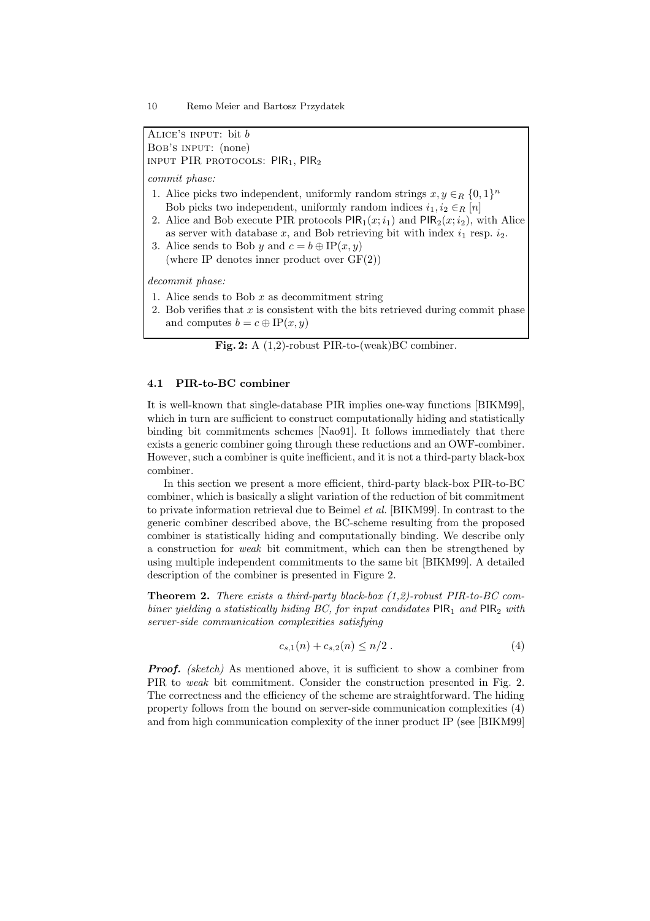Alice's input: bit $b$
Bob's input: (none)
input PIR protocols: $\mathsf{PIR}_1$, $\mathsf{PIR}_2$

*commit phase:*

1. Alice picks two independent, uniformly random strings $x, y \in_R \{0,1\}^n$
   Bob picks two independent, uniformly random indices $i_1, i_2 \in_R [n]$
2. Alice and Bob execute PIR protocols $\mathsf{PIR}_1(x; i_1)$ and $\mathsf{PIR}_2(x; i_2)$, with Alice as server with database $x$, and Bob retrieving bit with index $i_1$ resp. $i_2$.
3. Alice sends to Bob $y$ and $c = b \oplus \mathrm{IP}(x, y)$
   (where IP denotes inner product over GF(2))

*decommit phase:*

1. Alice sends to Bob $x$ as decommitment string
2. Bob verifies that $x$ is consistent with the bits retrieved during commit phase and computes $b = c \oplus \mathrm{IP}(x, y)$

**Fig. 2:** A (1,2)-robust PIR-to-(weak)BC combiner.

### 4.1 PIR-to-BC combiner

It is well-known that single-database PIR implies one-way functions [BIKM99], which in turn are sufficient to construct computationally hiding and statistically binding bit commitments schemes [Nao91]. It follows immediately that there exists a generic combiner going through these reductions and an OWF-combiner. However, such a combiner is quite inefficient, and it is not a third-party black-box combiner.

In this section we present a more efficient, third-party black-box PIR-to-BC combiner, which is basically a slight variation of the reduction of bit commitment to private information retrieval due to Beimel *et al.* [BIKM99]. In contrast to the generic combiner described above, the BC-scheme resulting from the proposed combiner is statistically hiding and computationally binding. We describe only a construction for *weak* bit commitment, which can then be strengthened by using multiple independent commitments to the same bit [BIKM99]. A detailed description of the combiner is presented in Figure 2.

**Theorem 2.** *There exists a third-party black-box (1,2)-robust PIR-to-BC combiner yielding a statistically hiding BC, for input candidates* $\mathsf{PIR}_1$ *and* $\mathsf{PIR}_2$ *with server-side communication complexities satisfying*

$$c_{s,1}(n) + c_{s,2}(n) \leq n/2 \,. \tag{4}$$

***Proof.*** *(sketch)* As mentioned above, it is sufficient to show a combiner from PIR to *weak* bit commitment. Consider the construction presented in Fig. 2. The correctness and the efficiency of the scheme are straightforward. The hiding property follows from the bound on server-side communication complexities (4) and from high communication complexity of the inner product IP (see [BIKM99]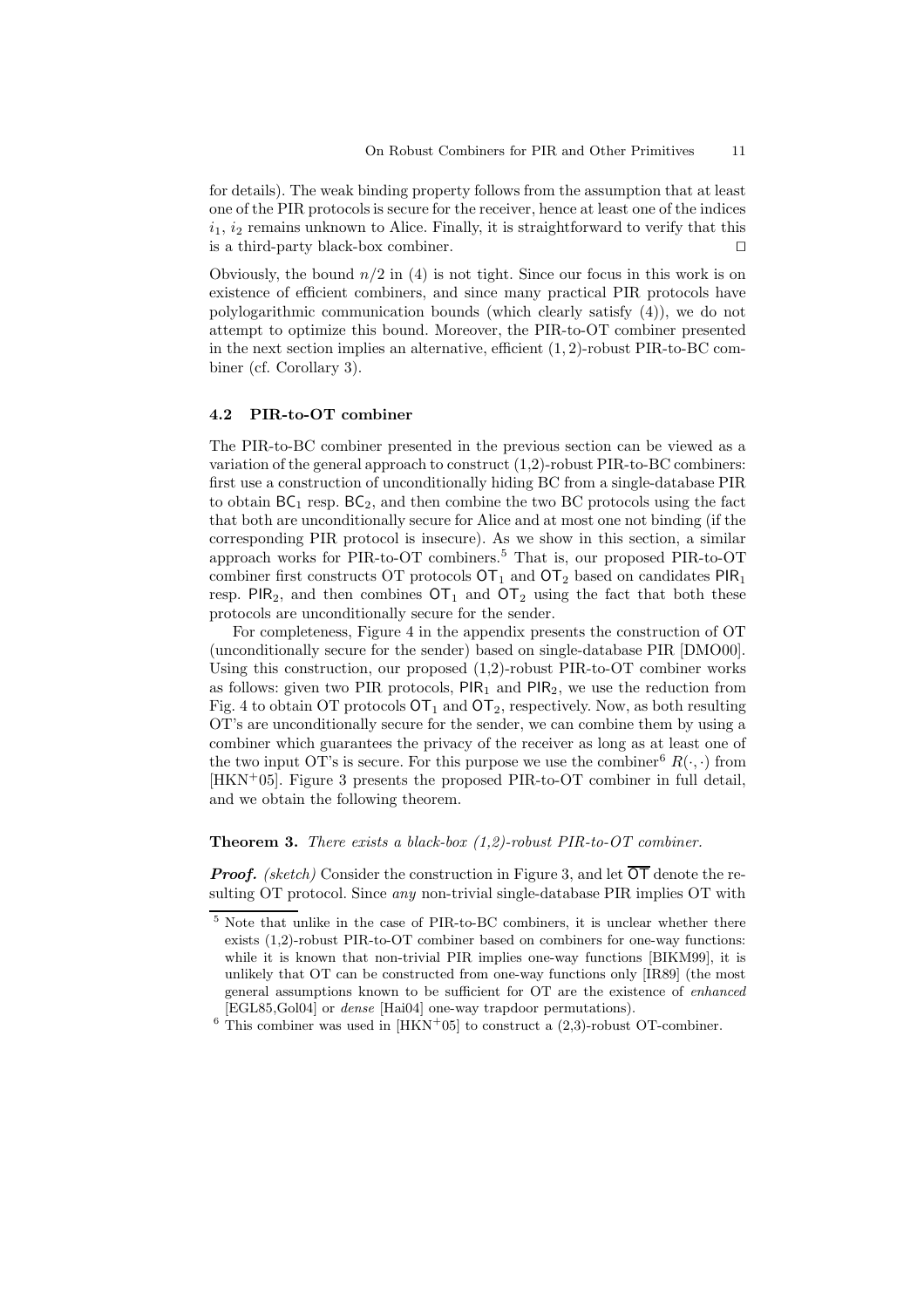for details). The weak binding property follows from the assumption that at least one of the PIR protocols is secure for the receiver, hence at least one of the indices $i_1$, $i_2$ remains unknown to Alice. Finally, it is straightforward to verify that this is a third-party black-box combiner. ⊓⊔

Obviously, the bound $n/2$ in (4) is not tight. Since our focus in this work is on existence of efficient combiners, and since many practical PIR protocols have polylogarithmic communication bounds (which clearly satisfy (4)), we do not attempt to optimize this bound. Moreover, the PIR-to-OT combiner presented in the next section implies an alternative, efficient (1, 2)-robust PIR-to-BC combiner (cf. Corollary 3).

### 4.2 PIR-to-OT combiner

The PIR-to-BC combiner presented in the previous section can be viewed as a variation of the general approach to construct (1,2)-robust PIR-to-BC combiners: first use a construction of unconditionally hiding BC from a single-database PIR to obtain $\mathsf{BC}_1$ resp. $\mathsf{BC}_2$, and then combine the two BC protocols using the fact that both are unconditionally secure for Alice and at most one not binding (if the corresponding PIR protocol is insecure). As we show in this section, a similar approach works for PIR-to-OT combiners.[5] That is, our proposed PIR-to-OT combiner first constructs OT protocols $\mathsf{OT}_1$ and $\mathsf{OT}_2$ based on candidates $\mathsf{PIR}_1$ resp. $\mathsf{PIR}_2$, and then combines $\mathsf{OT}_1$ and $\mathsf{OT}_2$ using the fact that both these protocols are unconditionally secure for the sender.

For completeness, Figure 4 in the appendix presents the construction of OT (unconditionally secure for the sender) based on single-database PIR [DMO00]. Using this construction, our proposed (1,2)-robust PIR-to-OT combiner works as follows: given two PIR protocols, $\mathsf{PIR}_1$ and $\mathsf{PIR}_2$, we use the reduction from Fig. 4 to obtain OT protocols $\mathsf{OT}_1$ and $\mathsf{OT}_2$, respectively. Now, as both resulting OT's are unconditionally secure for the sender, we can combine them by using a combiner which guarantees the privacy of the receiver as long as at least one of the two input OT's is secure. For this purpose we use the combiner[6] $R(\cdot,\cdot)$ from [HKN+05]. Figure 3 presents the proposed PIR-to-OT combiner in full detail, and we obtain the following theorem.

**Theorem 3.** *There exists a black-box (1,2)-robust PIR-to-OT combiner.*

***Proof.*** *(sketch)* Consider the construction in Figure 3, and let $\overline{\mathsf{OT}}$ denote the resulting OT protocol. Since *any* non-trivial single-database PIR implies OT with

---

[5] Note that unlike in the case of PIR-to-BC combiners, it is unclear whether there exists (1,2)-robust PIR-to-OT combiner based on combiners for one-way functions: while it is known that non-trivial PIR implies one-way functions [BIKM99], it is unlikely that OT can be constructed from one-way functions only [IR89] (the most general assumptions known to be sufficient for OT are the existence of *enhanced* [EGL85,Gol04] or *dense* [Hai04] one-way trapdoor permutations).

[6] This combiner was used in [HKN+05] to construct a (2,3)-robust OT-combiner.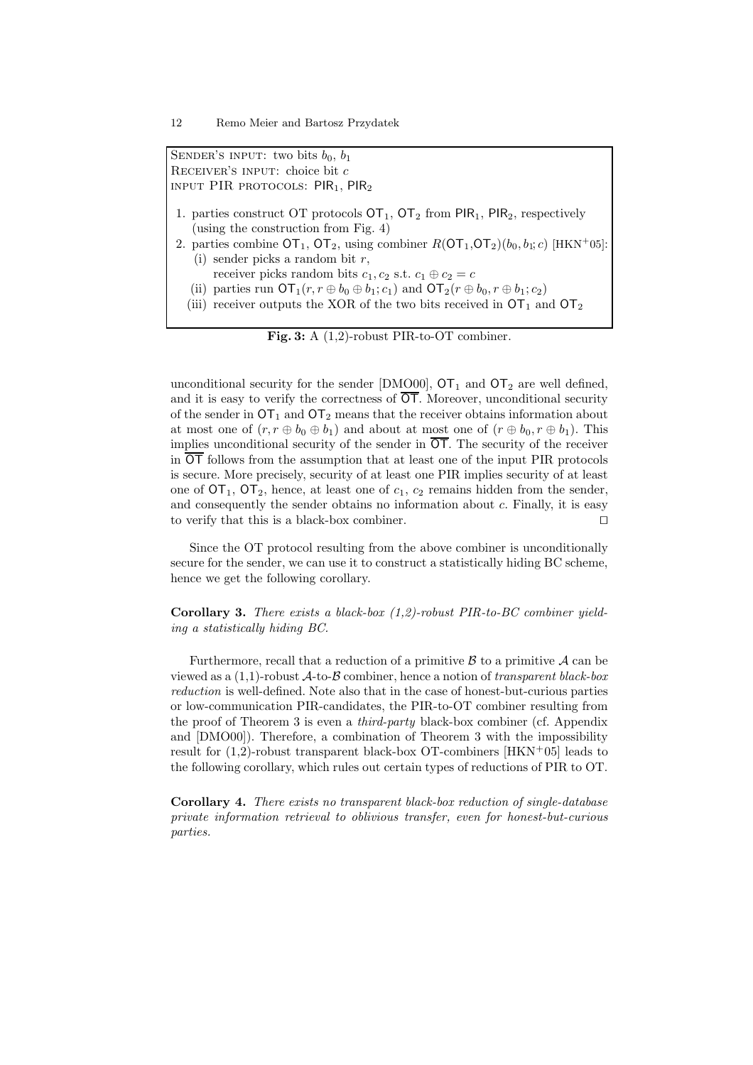SENDER'S INPUT: two bits $b_0$, $b_1$
RECEIVER'S INPUT: choice bit $c$
INPUT PIR PROTOCOLS: $\mathsf{PIR}_1$, $\mathsf{PIR}_2$

1. parties construct OT protocols $\mathsf{OT}_1$, $\mathsf{OT}_2$ from $\mathsf{PIR}_1$, $\mathsf{PIR}_2$, respectively (using the construction from Fig. 4)
2. parties combine $\mathsf{OT}_1$, $\mathsf{OT}_2$, using combiner $R(\mathsf{OT}_1,\mathsf{OT}_2)(b_0, b_1; c)$ [HKN+05]:
   (i) sender picks a random bit $r$,
   receiver picks random bits $c_1, c_2$ s.t. $c_1 \oplus c_2 = c$
   (ii) parties run $\mathsf{OT}_1(r, r \oplus b_0 \oplus b_1; c_1)$ and $\mathsf{OT}_2(r \oplus b_0, r \oplus b_1; c_2)$
   (iii) receiver outputs the XOR of the two bits received in $\mathsf{OT}_1$ and $\mathsf{OT}_2$

**Fig. 3:** A (1,2)-robust PIR-to-OT combiner.

unconditional security for the sender [DMO00], $\mathsf{OT}_1$ and $\mathsf{OT}_2$ are well defined, and it is easy to verify the correctness of $\overline{\mathsf{OT}}$. Moreover, unconditional security of the sender in $\mathsf{OT}_1$ and $\mathsf{OT}_2$ means that the receiver obtains information about at most one of $(r, r \oplus b_0 \oplus b_1)$ and about at most one of $(r \oplus b_0, r \oplus b_1)$. This implies unconditional security of the sender in $\overline{\mathsf{OT}}$. The security of the receiver in $\overline{\mathsf{OT}}$ follows from the assumption that at least one of the input PIR protocols is secure. More precisely, security of at least one PIR implies security of at least one of $\mathsf{OT}_1$, $\mathsf{OT}_2$, hence, at least one of $c_1$, $c_2$ remains hidden from the sender, and consequently the sender obtains no information about $c$. Finally, it is easy to verify that this is a black-box combiner. $\square$

Since the OT protocol resulting from the above combiner is unconditionally secure for the sender, we can use it to construct a statistically hiding BC scheme, hence we get the following corollary.

**Corollary 3.** *There exists a black-box (1,2)-robust PIR-to-BC combiner yielding a statistically hiding BC.*

Furthermore, recall that a reduction of a primitive $\mathcal{B}$ to a primitive $\mathcal{A}$ can be viewed as a (1,1)-robust $\mathcal{A}$-to-$\mathcal{B}$ combiner, hence a notion of *transparent black-box reduction* is well-defined. Note also that in the case of honest-but-curious parties or low-communication PIR-candidates, the PIR-to-OT combiner resulting from the proof of Theorem 3 is even a *third-party* black-box combiner (cf. Appendix and [DMO00]). Therefore, a combination of Theorem 3 with the impossibility result for (1,2)-robust transparent black-box OT-combiners [HKN+05] leads to the following corollary, which rules out certain types of reductions of PIR to OT.

**Corollary 4.** *There exists no transparent black-box reduction of single-database private information retrieval to oblivious transfer, even for honest-but-curious parties.*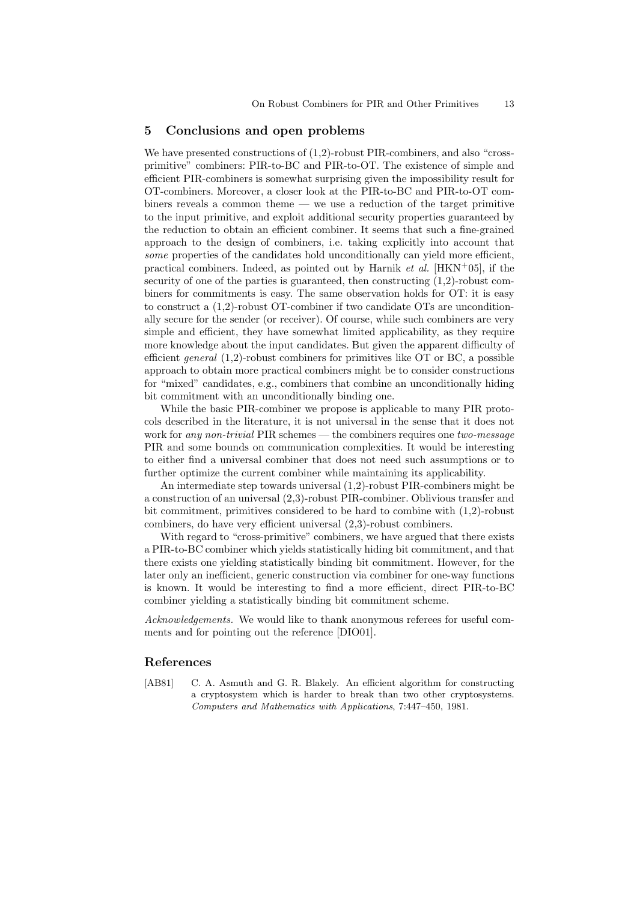## 5 Conclusions and open problems

We have presented constructions of (1,2)-robust PIR-combiners, and also "cross-primitive" combiners: PIR-to-BC and PIR-to-OT. The existence of simple and efficient PIR-combiners is somewhat surprising given the impossibility result for OT-combiners. Moreover, a closer look at the PIR-to-BC and PIR-to-OT combiners reveals a common theme — we use a reduction of the target primitive to the input primitive, and exploit additional security properties guaranteed by the reduction to obtain an efficient combiner. It seems that such a fine-grained approach to the design of combiners, i.e. taking explicitly into account that *some* properties of the candidates hold unconditionally can yield more efficient, practical combiners. Indeed, as pointed out by Harnik *et al.* [HKN+05], if the security of one of the parties is guaranteed, then constructing (1,2)-robust combiners for commitments is easy. The same observation holds for OT: it is easy to construct a (1,2)-robust OT-combiner if two candidate OTs are unconditionally secure for the sender (or receiver). Of course, while such combiners are very simple and efficient, they have somewhat limited applicability, as they require more knowledge about the input candidates. But given the apparent difficulty of efficient *general* (1,2)-robust combiners for primitives like OT or BC, a possible approach to obtain more practical combiners might be to consider constructions for "mixed" candidates, e.g., combiners that combine an unconditionally hiding bit commitment with an unconditionally binding one.

While the basic PIR-combiner we propose is applicable to many PIR protocols described in the literature, it is not universal in the sense that it does not work for *any non-trivial* PIR schemes — the combiners requires one *two-message* PIR and some bounds on communication complexities. It would be interesting to either find a universal combiner that does not need such assumptions or to further optimize the current combiner while maintaining its applicability.

An intermediate step towards universal (1,2)-robust PIR-combiners might be a construction of an universal (2,3)-robust PIR-combiner. Oblivious transfer and bit commitment, primitives considered to be hard to combine with (1,2)-robust combiners, do have very efficient universal (2,3)-robust combiners.

With regard to "cross-primitive" combiners, we have argued that there exists a PIR-to-BC combiner which yields statistically hiding bit commitment, and that there exists one yielding statistically binding bit commitment. However, for the later only an inefficient, generic construction via combiner for one-way functions is known. It would be interesting to find a more efficient, direct PIR-to-BC combiner yielding a statistically binding bit commitment scheme.

*Acknowledgements.* We would like to thank anonymous referees for useful comments and for pointing out the reference [DIO01].

## References

[AB81] C. A. Asmuth and G. R. Blakely. An efficient algorithm for constructing a cryptosystem which is harder to break than two other cryptosystems. *Computers and Mathematics with Applications*, 7:447–450, 1981.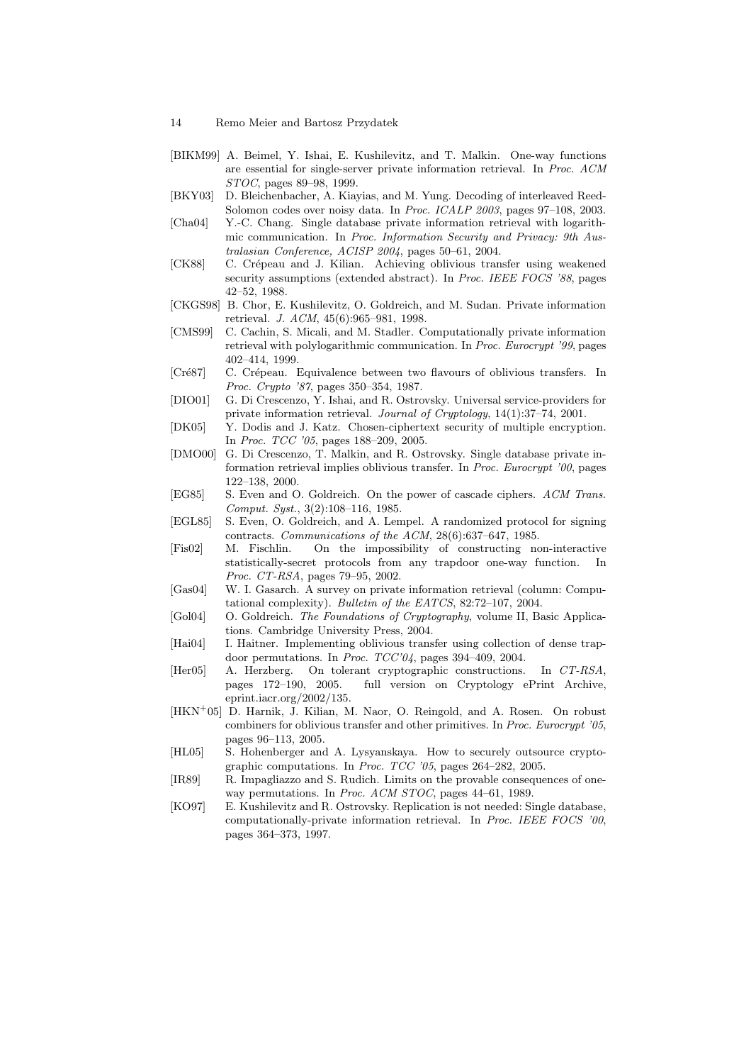[BIKM99] A. Beimel, Y. Ishai, E. Kushilevitz, and T. Malkin. One-way functions are essential for single-server private information retrieval. In *Proc. ACM STOC*, pages 89–98, 1999.

[BKY03] D. Bleichenbacher, A. Kiayias, and M. Yung. Decoding of interleaved Reed-Solomon codes over noisy data. In *Proc. ICALP 2003*, pages 97–108, 2003.

[Cha04] Y.-C. Chang. Single database private information retrieval with logarithmic communication. In *Proc. Information Security and Privacy: 9th Australasian Conference, ACISP 2004*, pages 50–61, 2004.

[CK88] C. Crépeau and J. Kilian. Achieving oblivious transfer using weakened security assumptions (extended abstract). In *Proc. IEEE FOCS '88*, pages 42–52, 1988.

[CKGS98] B. Chor, E. Kushilevitz, O. Goldreich, and M. Sudan. Private information retrieval. *J. ACM*, 45(6):965–981, 1998.

[CMS99] C. Cachin, S. Micali, and M. Stadler. Computationally private information retrieval with polylogarithmic communication. In *Proc. Eurocrypt '99*, pages 402–414, 1999.

[Cré87] C. Crépeau. Equivalence between two flavours of oblivious transfers. In *Proc. Crypto '87*, pages 350–354, 1987.

[DIO01] G. Di Crescenzo, Y. Ishai, and R. Ostrovsky. Universal service-providers for private information retrieval. *Journal of Cryptology*, 14(1):37–74, 2001.

[DK05] Y. Dodis and J. Katz. Chosen-ciphertext security of multiple encryption. In *Proc. TCC '05*, pages 188–209, 2005.

[DMO00] G. Di Crescenzo, T. Malkin, and R. Ostrovsky. Single database private information retrieval implies oblivious transfer. In *Proc. Eurocrypt '00*, pages 122–138, 2000.

[EG85] S. Even and O. Goldreich. On the power of cascade ciphers. *ACM Trans. Comput. Syst.*, 3(2):108–116, 1985.

[EGL85] S. Even, O. Goldreich, and A. Lempel. A randomized protocol for signing contracts. *Communications of the ACM*, 28(6):637–647, 1985.

[Fis02] M. Fischlin. On the impossibility of constructing non-interactive statistically-secret protocols from any trapdoor one-way function. In *Proc. CT-RSA*, pages 79–95, 2002.

[Gas04] W. I. Gasarch. A survey on private information retrieval (column: Computational complexity). *Bulletin of the EATCS*, 82:72–107, 2004.

[Gol04] O. Goldreich. *The Foundations of Cryptography*, volume II, Basic Applications. Cambridge University Press, 2004.

[Hai04] I. Haitner. Implementing oblivious transfer using collection of dense trapdoor permutations. In *Proc. TCC'04*, pages 394–409, 2004.

[Her05] A. Herzberg. On tolerant cryptographic constructions. In *CT-RSA*, pages 172–190, 2005. full version on Cryptology ePrint Archive, eprint.iacr.org/2002/135.

[HKN+05] D. Harnik, J. Kilian, M. Naor, O. Reingold, and A. Rosen. On robust combiners for oblivious transfer and other primitives. In *Proc. Eurocrypt '05*, pages 96–113, 2005.

[HL05] S. Hohenberger and A. Lysyanskaya. How to securely outsource cryptographic computations. In *Proc. TCC '05*, pages 264–282, 2005.

[IR89] R. Impagliazzo and S. Rudich. Limits on the provable consequences of one-way permutations. In *Proc. ACM STOC*, pages 44–61, 1989.

[KO97] E. Kushilevitz and R. Ostrovsky. Replication is not needed: Single database, computationally-private information retrieval. In *Proc. IEEE FOCS '00*, pages 364–373, 1997.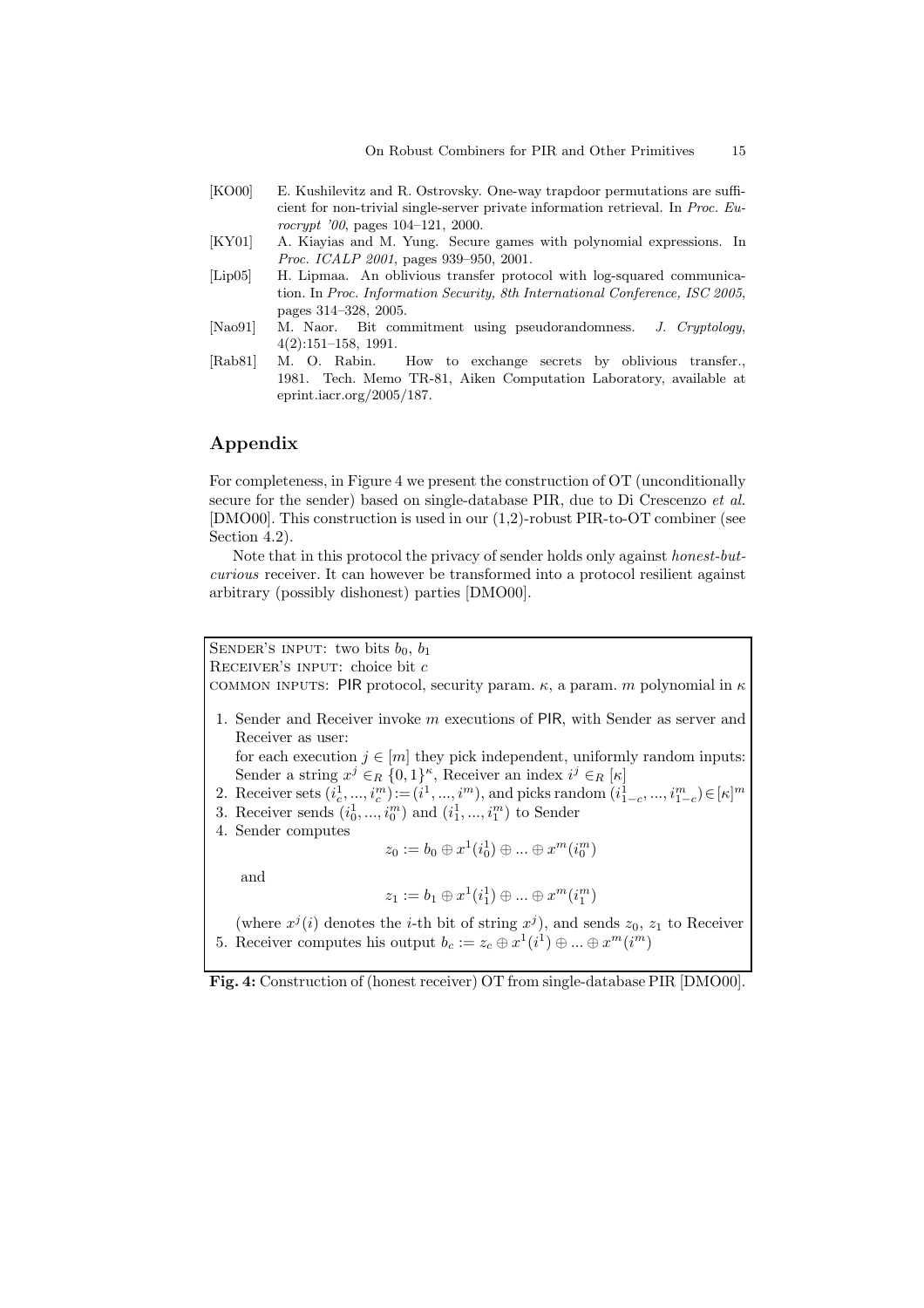[KO00] E. Kushilevitz and R. Ostrovsky. One-way trapdoor permutations are sufficient for non-trivial single-server private information retrieval. In *Proc. Eurocrypt '00*, pages 104–121, 2000.

[KY01] A. Kiayias and M. Yung. Secure games with polynomial expressions. In *Proc. ICALP 2001*, pages 939–950, 2001.

[Lip05] H. Lipmaa. An oblivious transfer protocol with log-squared communication. In *Proc. Information Security, 8th International Conference, ISC 2005*, pages 314–328, 2005.

[Nao91] M. Naor. Bit commitment using pseudorandomness. *J. Cryptology*, 4(2):151–158, 1991.

[Rab81] M. O. Rabin. How to exchange secrets by oblivious transfer., 1981. Tech. Memo TR-81, Aiken Computation Laboratory, available at eprint.iacr.org/2005/187.

## Appendix

For completeness, in Figure 4 we present the construction of OT (unconditionally secure for the sender) based on single-database PIR, due to Di Crescenzo *et al.* [DMO00]. This construction is used in our (1,2)-robust PIR-to-OT combiner (see Section 4.2).

Note that in this protocol the privacy of sender holds only against *honest-but-curious* receiver. It can however be transformed into a protocol resilient against arbitrary (possibly dishonest) parties [DMO00].

Sender's input: two bits $b_0$, $b_1$
Receiver's input: choice bit $c$
common inputs: PIR protocol, security param. $\kappa$, a param. $m$ polynomial in $\kappa$

1. Sender and Receiver invoke $m$ executions of PIR, with Sender as server and Receiver as user:
   for each execution $j \in [m]$ they pick independent, uniformly random inputs: Sender a string $x^j \in_R \{0,1\}^\kappa$, Receiver an index $i^j \in_R [\kappa]$
2. Receiver sets $(i_c^1, ..., i_c^m) := (i^1, ..., i^m)$, and picks random $(i_{1-c}^1, ..., i_{1-c}^m) \in [\kappa]^m$
3. Receiver sends $(i_0^1, ..., i_0^m)$ and $(i_1^1, ..., i_1^m)$ to Sender
4. Sender computes
   $$z_0 := b_0 \oplus x^1(i_0^1) \oplus ... \oplus x^m(i_0^m)$$
   and
   $$z_1 := b_1 \oplus x^1(i_1^1) \oplus ... \oplus x^m(i_1^m)$$
   (where $x^j(i)$ denotes the $i$-th bit of string $x^j$), and sends $z_0$, $z_1$ to Receiver
5. Receiver computes his output $b_c := z_c \oplus x^1(i^1) \oplus ... \oplus x^m(i^m)$

**Fig. 4:** Construction of (honest receiver) OT from single-database PIR [DMO00].